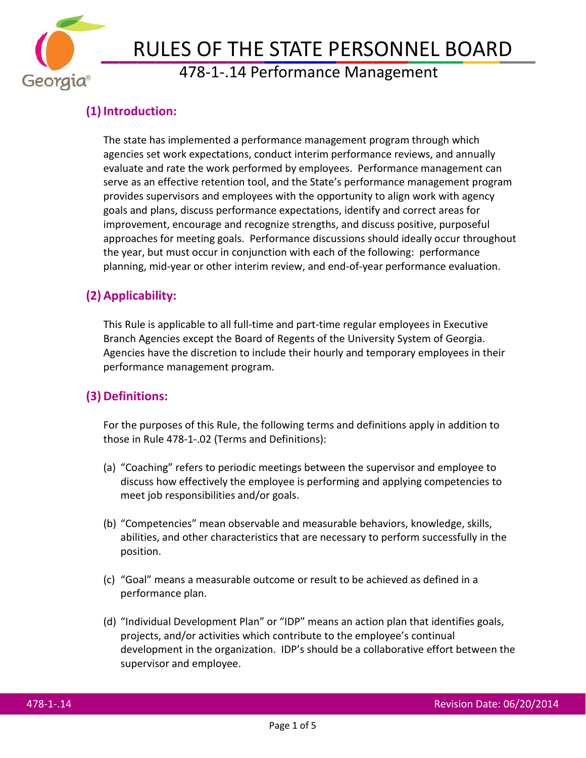# RULES OF THE STATE PERSONNEL BOARD

## 478-1-.14 Performance Management

### (1) Introduction:

The state has implemented a performance management program through which agencies set work expectations, conduct interim performance reviews, and annually evaluate and rate the work performed by employees. Performance management can serve as an effective retention tool, and the State's performance management program provides supervisors and employees with the opportunity to align work with agency goals and plans, discuss performance expectations, identify and correct areas for improvement, encourage and recognize strengths, and discuss positive, purposeful approaches for meeting goals. Performance discussions should ideally occur throughout the year, but must occur in conjunction with each of the following: performance planning, mid-year or other interim review, and end-of-year performance evaluation.

### (2) Applicability:

This Rule is applicable to all full-time and part-time regular employees in Executive Branch Agencies except the Board of Regents of the University System of Georgia. Agencies have the discretion to include their hourly and temporary employees in their performance management program.

### (3) Definitions:

For the purposes of this Rule, the following terms and definitions apply in addition to those in Rule 478-1-.02 (Terms and Definitions):

(a) "Coaching" refers to periodic meetings between the supervisor and employee to discuss how effectively the employee is performing and applying competencies to meet job responsibilities and/or goals.

(b) "Competencies" mean observable and measurable behaviors, knowledge, skills, abilities, and other characteristics that are necessary to perform successfully in the position.

(c) "Goal" means a measurable outcome or result to be achieved as defined in a performance plan.

(d) "Individual Development Plan" or "IDP" means an action plan that identifies goals, projects, and/or activities which contribute to the employee's continual development in the organization. IDP's should be a collaborative effort between the supervisor and employee.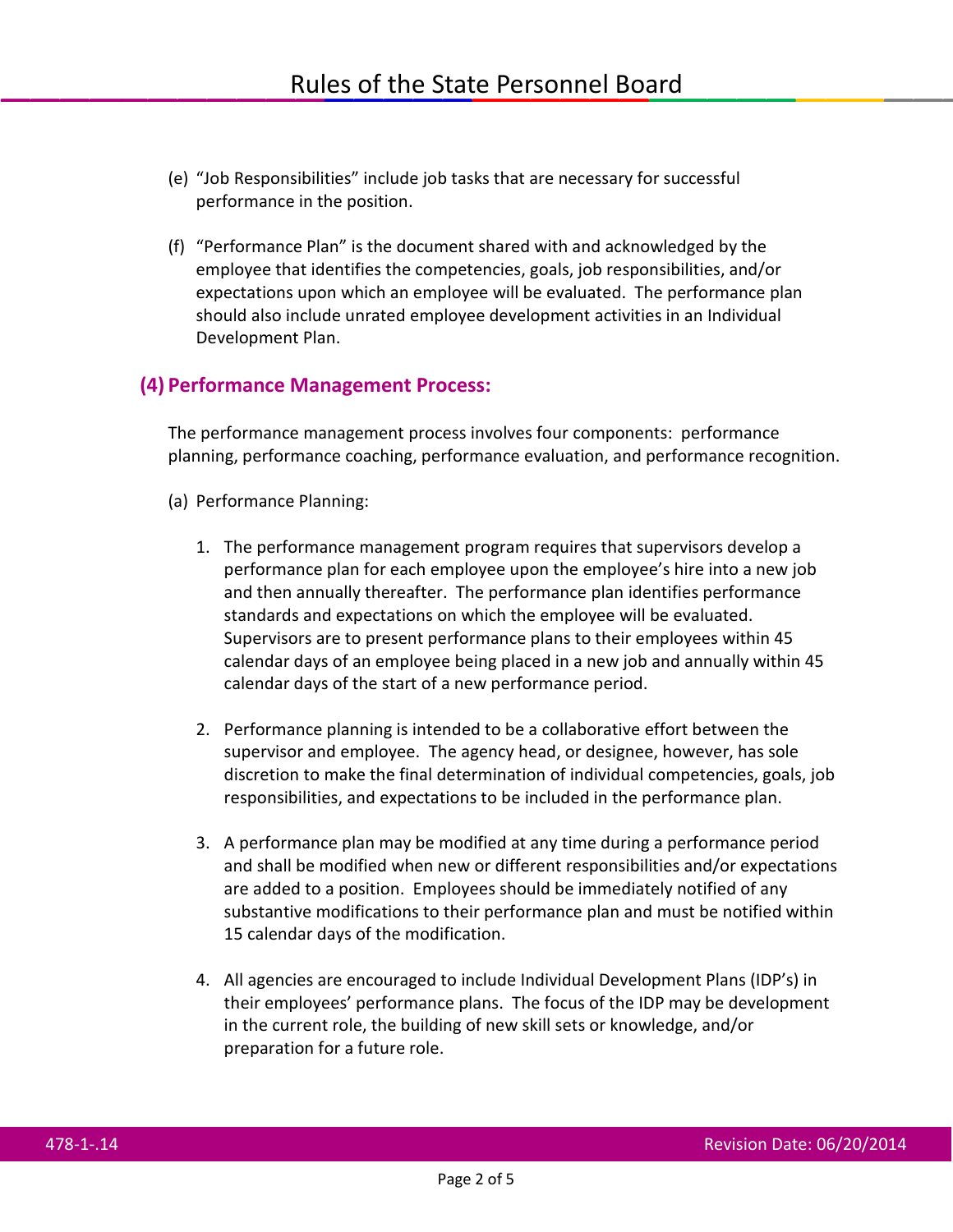(e) "Job Responsibilities" include job tasks that are necessary for successful performance in the position.

(f) "Performance Plan" is the document shared with and acknowledged by the employee that identifies the competencies, goals, job responsibilities, and/or expectations upon which an employee will be evaluated. The performance plan should also include unrated employee development activities in an Individual Development Plan.

## (4) Performance Management Process:

The performance management process involves four components: performance planning, performance coaching, performance evaluation, and performance recognition.

(a) Performance Planning:

1. The performance management program requires that supervisors develop a performance plan for each employee upon the employee's hire into a new job and then annually thereafter. The performance plan identifies performance standards and expectations on which the employee will be evaluated. Supervisors are to present performance plans to their employees within 45 calendar days of an employee being placed in a new job and annually within 45 calendar days of the start of a new performance period.

2. Performance planning is intended to be a collaborative effort between the supervisor and employee. The agency head, or designee, however, has sole discretion to make the final determination of individual competencies, goals, job responsibilities, and expectations to be included in the performance plan.

3. A performance plan may be modified at any time during a performance period and shall be modified when new or different responsibilities and/or expectations are added to a position. Employees should be immediately notified of any substantive modifications to their performance plan and must be notified within 15 calendar days of the modification.

4. All agencies are encouraged to include Individual Development Plans (IDP's) in their employees' performance plans. The focus of the IDP may be development in the current role, the building of new skill sets or knowledge, and/or preparation for a future role.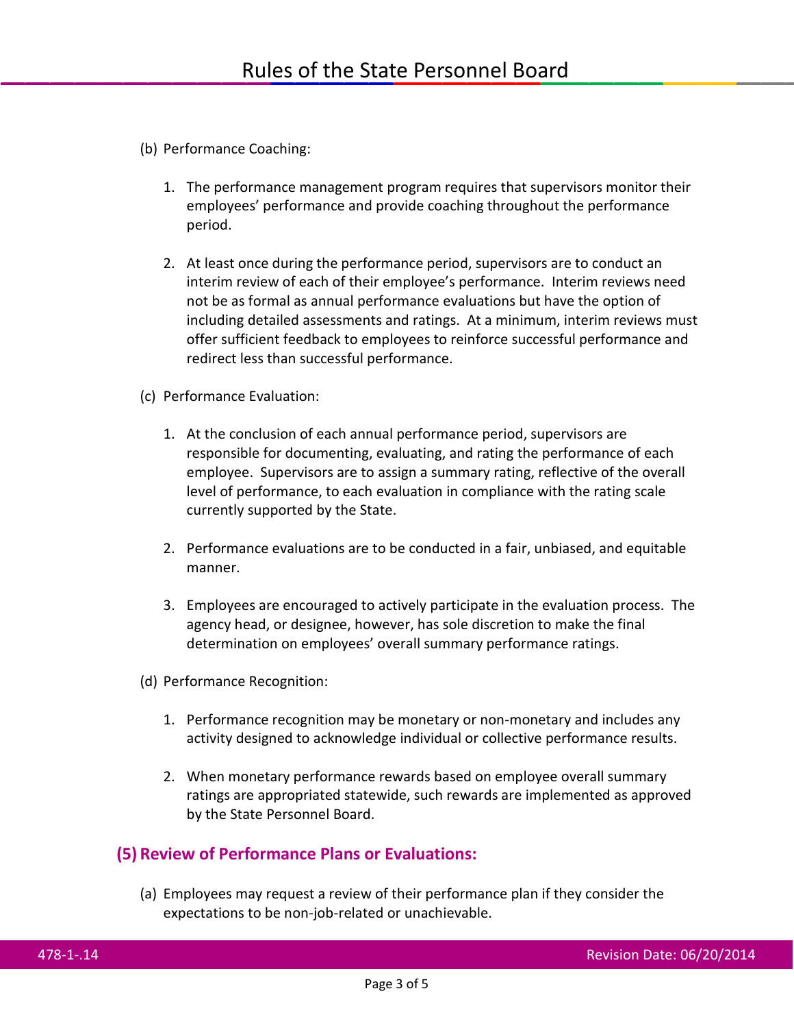(b) Performance Coaching:

1. The performance management program requires that supervisors monitor their employees' performance and provide coaching throughout the performance period.

2. At least once during the performance period, supervisors are to conduct an interim review of each of their employee's performance. Interim reviews need not be as formal as annual performance evaluations but have the option of including detailed assessments and ratings. At a minimum, interim reviews must offer sufficient feedback to employees to reinforce successful performance and redirect less than successful performance.

(c) Performance Evaluation:

1. At the conclusion of each annual performance period, supervisors are responsible for documenting, evaluating, and rating the performance of each employee. Supervisors are to assign a summary rating, reflective of the overall level of performance, to each evaluation in compliance with the rating scale currently supported by the State.

2. Performance evaluations are to be conducted in a fair, unbiased, and equitable manner.

3. Employees are encouraged to actively participate in the evaluation process. The agency head, or designee, however, has sole discretion to make the final determination on employees' overall summary performance ratings.

(d) Performance Recognition:

1. Performance recognition may be monetary or non-monetary and includes any activity designed to acknowledge individual or collective performance results.

2. When monetary performance rewards based on employee overall summary ratings are appropriated statewide, such rewards are implemented as approved by the State Personnel Board.

## (5) Review of Performance Plans or Evaluations:

(a) Employees may request a review of their performance plan if they consider the expectations to be non-job-related or unachievable.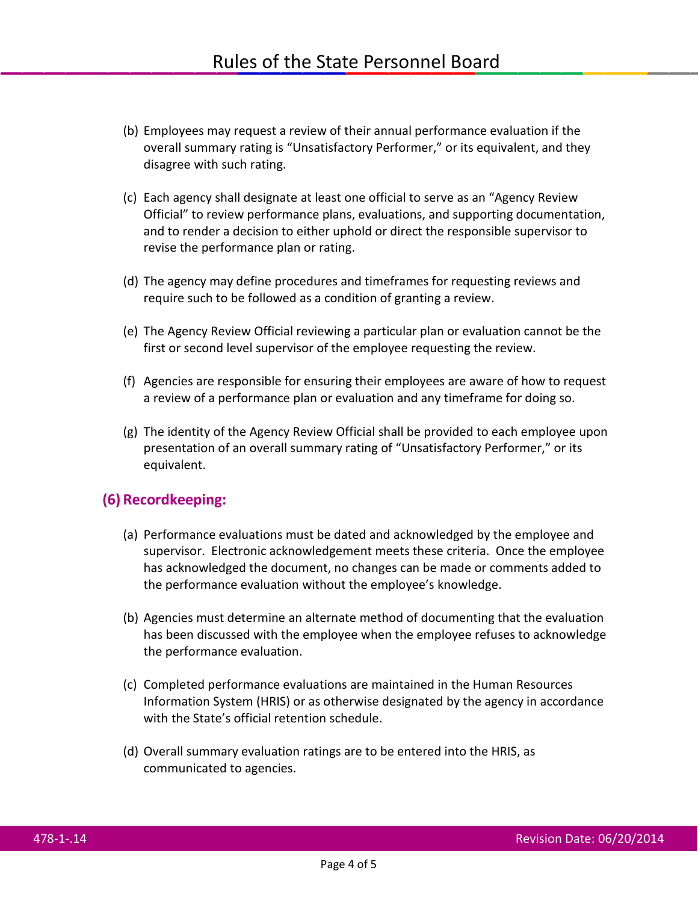(b) Employees may request a review of their annual performance evaluation if the overall summary rating is “Unsatisfactory Performer,” or its equivalent, and they disagree with such rating.

(c) Each agency shall designate at least one official to serve as an “Agency Review Official” to review performance plans, evaluations, and supporting documentation, and to render a decision to either uphold or direct the responsible supervisor to revise the performance plan or rating.

(d) The agency may define procedures and timeframes for requesting reviews and require such to be followed as a condition of granting a review.

(e) The Agency Review Official reviewing a particular plan or evaluation cannot be the first or second level supervisor of the employee requesting the review.

(f) Agencies are responsible for ensuring their employees are aware of how to request a review of a performance plan or evaluation and any timeframe for doing so.

(g) The identity of the Agency Review Official shall be provided to each employee upon presentation of an overall summary rating of “Unsatisfactory Performer,” or its equivalent.

## (6) Recordkeeping:

(a) Performance evaluations must be dated and acknowledged by the employee and supervisor. Electronic acknowledgement meets these criteria. Once the employee has acknowledged the document, no changes can be made or comments added to the performance evaluation without the employee’s knowledge.

(b) Agencies must determine an alternate method of documenting that the evaluation has been discussed with the employee when the employee refuses to acknowledge the performance evaluation.

(c) Completed performance evaluations are maintained in the Human Resources Information System (HRIS) or as otherwise designated by the agency in accordance with the State’s official retention schedule.

(d) Overall summary evaluation ratings are to be entered into the HRIS, as communicated to agencies.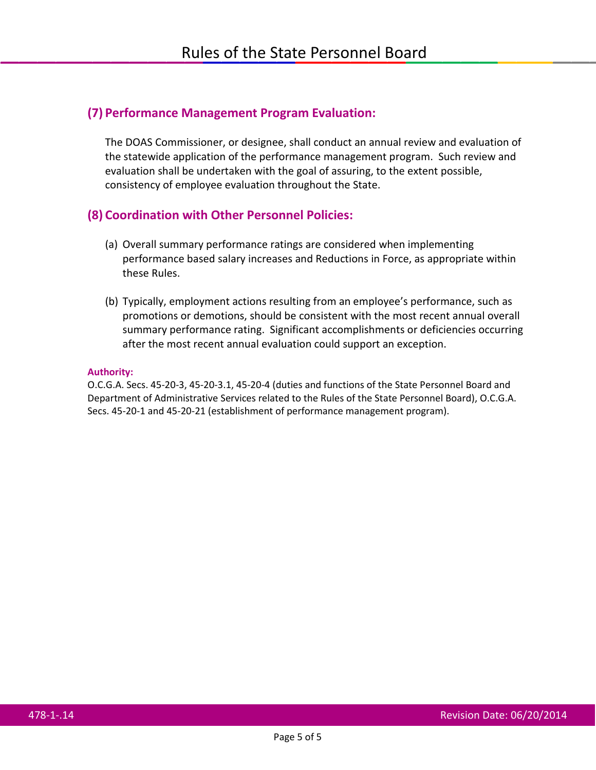## (7) Performance Management Program Evaluation:

The DOAS Commissioner, or designee, shall conduct an annual review and evaluation of the statewide application of the performance management program. Such review and evaluation shall be undertaken with the goal of assuring, to the extent possible, consistency of employee evaluation throughout the State.

## (8) Coordination with Other Personnel Policies:

(a) Overall summary performance ratings are considered when implementing performance based salary increases and Reductions in Force, as appropriate within these Rules.

(b) Typically, employment actions resulting from an employee's performance, such as promotions or demotions, should be consistent with the most recent annual overall summary performance rating. Significant accomplishments or deficiencies occurring after the most recent annual evaluation could support an exception.

**Authority:**
O.C.G.A. Secs. 45-20-3, 45-20-3.1, 45-20-4 (duties and functions of the State Personnel Board and Department of Administrative Services related to the Rules of the State Personnel Board), O.C.G.A. Secs. 45-20-1 and 45-20-21 (establishment of performance management program).